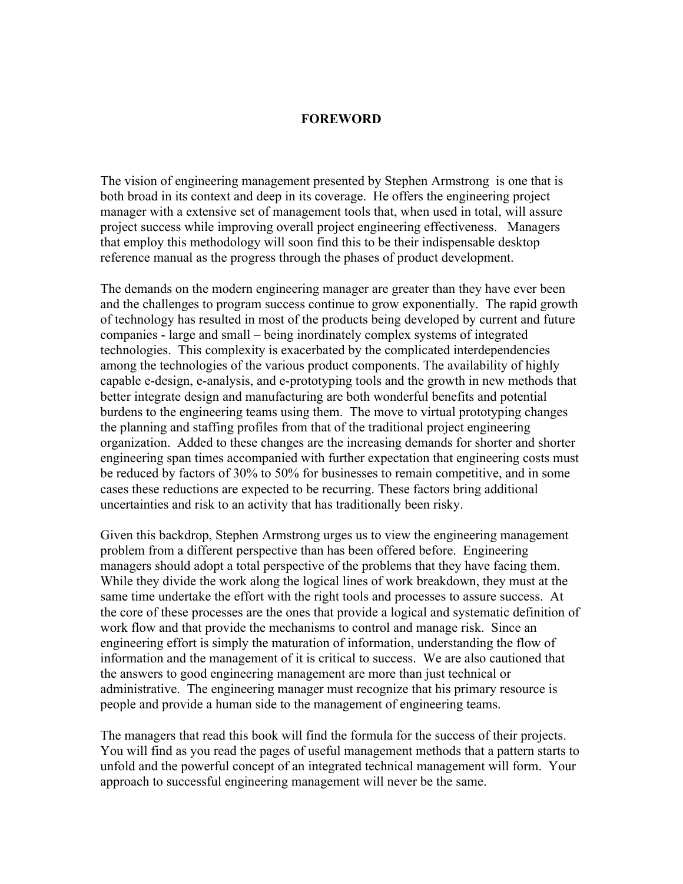# FOREWORD

The vision of engineering management presented by Stephen Armstrong is one that is both broad in its context and deep in its coverage. He offers the engineering project manager with a extensive set of management tools that, when used in total, will assure project success while improving overall project engineering effectiveness. Managers that employ this methodology will soon find this to be their indispensable desktop reference manual as the progress through the phases of product development.

The demands on the modern engineering manager are greater than they have ever been and the challenges to program success continue to grow exponentially. The rapid growth of technology has resulted in most of the products being developed by current and future companies - large and small – being inordinately complex systems of integrated technologies. This complexity is exacerbated by the complicated interdependencies among the technologies of the various product components. The availability of highly capable e-design, e-analysis, and e-prototyping tools and the growth in new methods that better integrate design and manufacturing are both wonderful benefits and potential burdens to the engineering teams using them. The move to virtual prototyping changes the planning and staffing profiles from that of the traditional project engineering organization. Added to these changes are the increasing demands for shorter and shorter engineering span times accompanied with further expectation that engineering costs must be reduced by factors of 30% to 50% for businesses to remain competitive, and in some cases these reductions are expected to be recurring. These factors bring additional uncertainties and risk to an activity that has traditionally been risky.

Given this backdrop, Stephen Armstrong urges us to view the engineering management problem from a different perspective than has been offered before. Engineering managers should adopt a total perspective of the problems that they have facing them. While they divide the work along the logical lines of work breakdown, they must at the same time undertake the effort with the right tools and processes to assure success. At the core of these processes are the ones that provide a logical and systematic definition of work flow and that provide the mechanisms to control and manage risk. Since an engineering effort is simply the maturation of information, understanding the flow of information and the management of it is critical to success. We are also cautioned that the answers to good engineering management are more than just technical or administrative. The engineering manager must recognize that his primary resource is people and provide a human side to the management of engineering teams.

The managers that read this book will find the formula for the success of their projects. You will find as you read the pages of useful management methods that a pattern starts to unfold and the powerful concept of an integrated technical management will form. Your approach to successful engineering management will never be the same.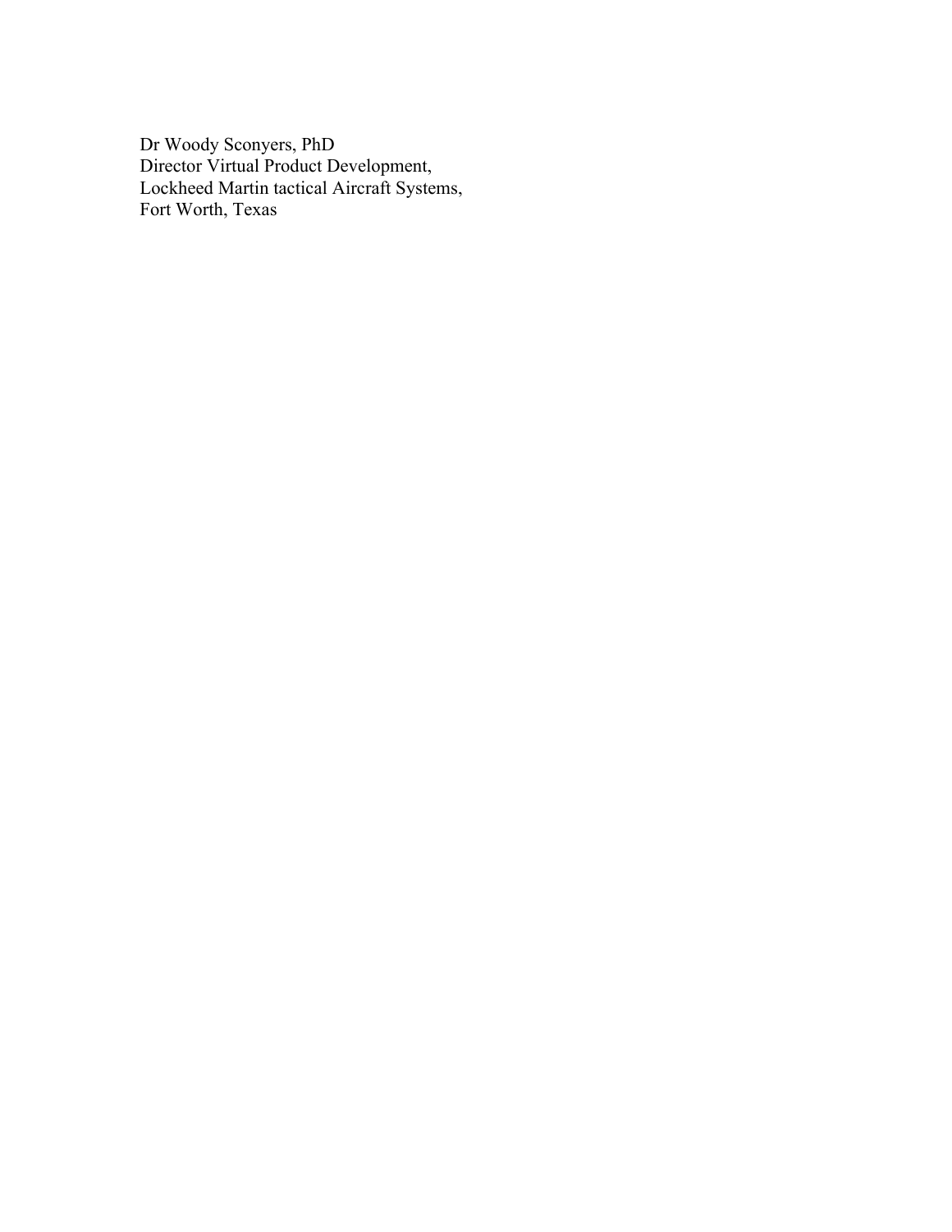Dr Woody Sconyers, PhD
Director Virtual Product Development,
Lockheed Martin tactical Aircraft Systems,
Fort Worth, Texas